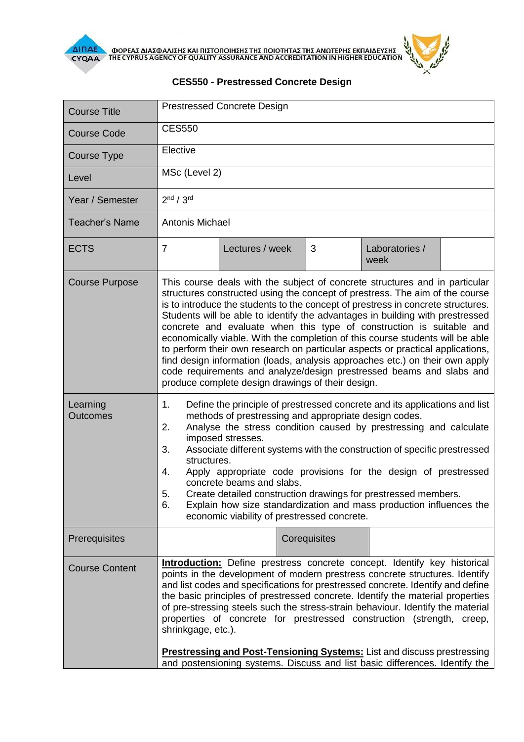ΦΟΡΕΑΣ ΔΙΑΣΦΑΛΙΣΗΣ ΚΑΙ ΠΙΣΤΟΠΟΙΗΣΗΣ ΤΗΣ ΠΟΙΟΤΗΤΑΣ ΤΗΣ ΑΝΩΤΕΡΗΣ ΕΚΠΑΙΔΕΥΣΗΣ
THE CYPRUS AGENCY OF QUALITY ASSURANCE AND ACCREDITATION IN HIGHER EDUCATION

# CES550 - Prestressed Concrete Design

| | | | | | |
|---|---|---|---|---|---|
| Course Title | Prestressed Concrete Design | | | | |
| Course Code | CES550 | | | | |
| Course Type | Elective | | | | |
| Level | MSc (Level 2) | | | | |
| Year / Semester | 2nd / 3rd | | | | |
| Teacher's Name | Antonis Michael | | | | |
| ECTS | 7 | Lectures / week | 3 | Laboratories / week | |
| Course Purpose | This course deals with the subject of concrete structures and in particular structures constructed using the concept of prestress. The aim of the course is to introduce the students to the concept of prestress in concrete structures. Students will be able to identify the advantages in building with prestressed concrete and evaluate when this type of construction is suitable and economically viable. With the completion of this course students will be able to perform their own research on particular aspects or practical applications, find design information (loads, analysis approaches etc.) on their own apply code requirements and analyze/design prestressed beams and slabs and produce complete design drawings of their design. | | | | |
| Learning Outcomes | 1. Define the principle of prestressed concrete and its applications and list methods of prestressing and appropriate design codes.<br>2. Analyse the stress condition caused by prestressing and calculate imposed stresses.<br>3. Associate different systems with the construction of specific prestressed structures.<br>4. Apply appropriate code provisions for the design of prestressed concrete beams and slabs.<br>5. Create detailed construction drawings for prestressed members.<br>6. Explain how size standardization and mass production influences the economic viability of prestressed concrete. | | | | |
| Prerequisites | | Corequisites | | | |
| Course Content | **Introduction:** Define prestress concrete concept. Identify key historical points in the development of modern prestress concrete structures. Identify and list codes and specifications for prestressed concrete. Identify and define the basic principles of prestressed concrete. Identify the material properties of pre-stressing steels such the stress-strain behaviour. Identify the material properties of concrete for prestressed construction (strength, creep, shrinkgage, etc.).<br><br>**Prestressing and Post-Tensioning Systems:** List and discuss prestressing and postensioning systems. Discuss and list basic differences. Identify the | | | | |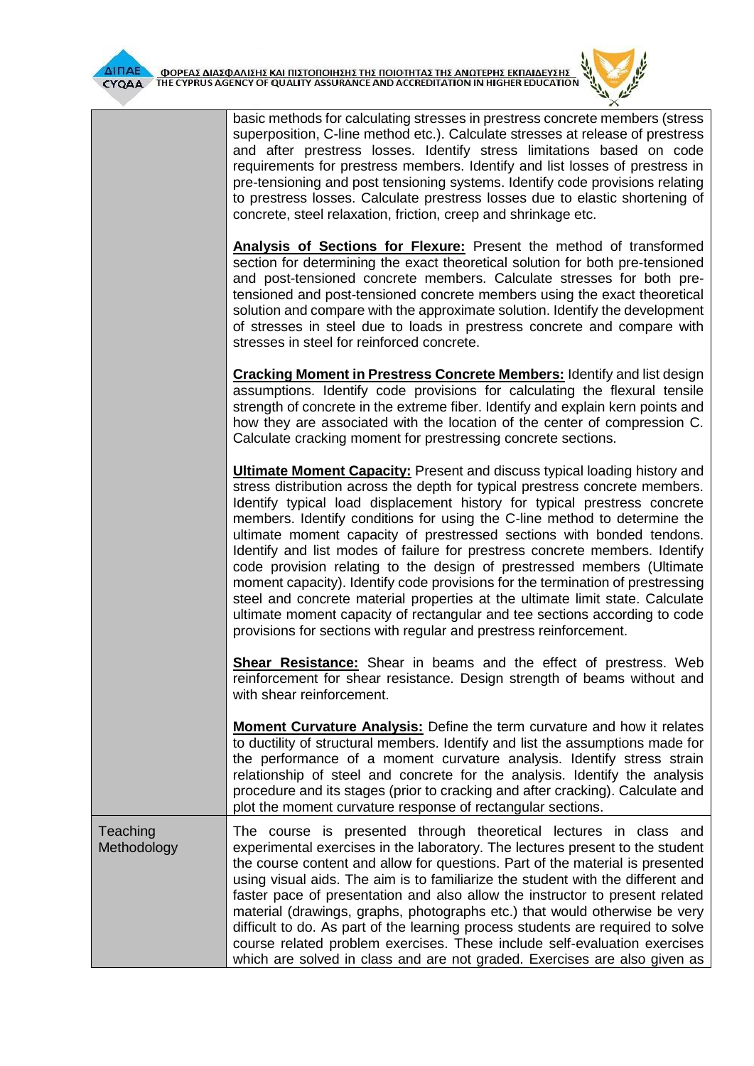| | |
|---|---|
| | basic methods for calculating stresses in prestress concrete members (stress superposition, C-line method etc.). Calculate stresses at release of prestress and after prestress losses. Identify stress limitations based on code requirements for prestress members. Identify and list losses of prestress in pre-tensioning and post tensioning systems. Identify code provisions relating to prestress losses. Calculate prestress losses due to elastic shortening of concrete, steel relaxation, friction, creep and shrinkage etc.<br><br>**Analysis of Sections for Flexure:** Present the method of transformed section for determining the exact theoretical solution for both pre-tensioned and post-tensioned concrete members. Calculate stresses for both pre-tensioned and post-tensioned concrete members using the exact theoretical solution and compare with the approximate solution. Identify the development of stresses in steel due to loads in prestress concrete and compare with stresses in steel for reinforced concrete.<br><br>**Cracking Moment in Prestress Concrete Members:** Identify and list design assumptions. Identify code provisions for calculating the flexural tensile strength of concrete in the extreme fiber. Identify and explain kern points and how they are associated with the location of the center of compression C. Calculate cracking moment for prestressing concrete sections.<br><br>**Ultimate Moment Capacity:** Present and discuss typical loading history and stress distribution across the depth for typical prestress concrete members. Identify typical load displacement history for typical prestress concrete members. Identify conditions for using the C-line method to determine the ultimate moment capacity of prestressed sections with bonded tendons. Identify and list modes of failure for prestress concrete members. Identify code provision relating to the design of prestressed members (Ultimate moment capacity). Identify code provisions for the termination of prestressing steel and concrete material properties at the ultimate limit state. Calculate ultimate moment capacity of rectangular and tee sections according to code provisions for sections with regular and prestress reinforcement.<br><br>**Shear Resistance:** Shear in beams and the effect of prestress. Web reinforcement for shear resistance. Design strength of beams without and with shear reinforcement.<br><br>**Moment Curvature Analysis:** Define the term curvature and how it relates to ductility of structural members. Identify and list the assumptions made for the performance of a moment curvature analysis. Identify stress strain relationship of steel and concrete for the analysis. Identify the analysis procedure and its stages (prior to cracking and after cracking). Calculate and plot the moment curvature response of rectangular sections. |
| Teaching Methodology | The course is presented through theoretical lectures in class and experimental exercises in the laboratory. The lectures present to the student the course content and allow for questions. Part of the material is presented using visual aids. The aim is to familiarize the student with the different and faster pace of presentation and also allow the instructor to present related material (drawings, graphs, photographs etc.) that would otherwise be very difficult to do. As part of the learning process students are required to solve course related problem exercises. These include self-evaluation exercises which are solved in class and are not graded. Exercises are also given as |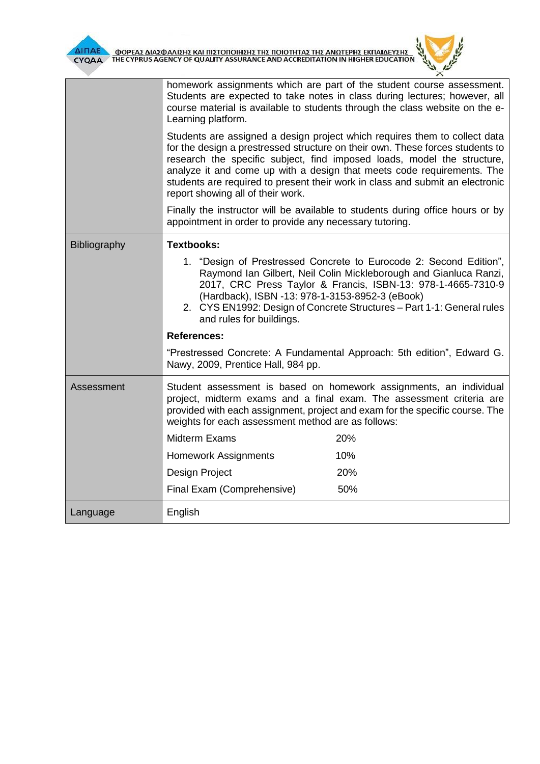| | |
|---|---|
| | homework assignments which are part of the student course assessment. Students are expected to take notes in class during lectures; however, all course material is available to students through the class website on the e-Learning platform.<br><br>Students are assigned a design project which requires them to collect data for the design a prestressed structure on their own. These forces students to research the specific subject, find imposed loads, model the structure, analyze it and come up with a design that meets code requirements. The students are required to present their work in class and submit an electronic report showing all of their work.<br><br>Finally the instructor will be available to students during office hours or by appointment in order to provide any necessary tutoring. |
| Bibliography | **Textbooks:**<br><br>1. "Design of Prestressed Concrete to Eurocode 2: Second Edition", Raymond Ian Gilbert, Neil Colin Mickleborough and Gianluca Ranzi, 2017, CRC Press Taylor & Francis, ISBN-13: 978-1-4665-7310-9 (Hardback), ISBN -13: 978-1-3153-8952-3 (eBook)<br>2. CYS EN1992: Design of Concrete Structures – Part 1-1: General rules and rules for buildings.<br><br>**References:**<br><br>"Prestressed Concrete: A Fundamental Approach: 5th edition", Edward G. Nawy, 2009, Prentice Hall, 984 pp. |
| Assessment | Student assessment is based on homework assignments, an individual project, midterm exams and a final exam. The assessment criteria are provided with each assignment, project and exam for the specific course. The weights for each assessment method are as follows:<br><br>Midterm Exams 20%<br>Homework Assignments 10%<br>Design Project 20%<br>Final Exam (Comprehensive) 50% |
| Language | English |